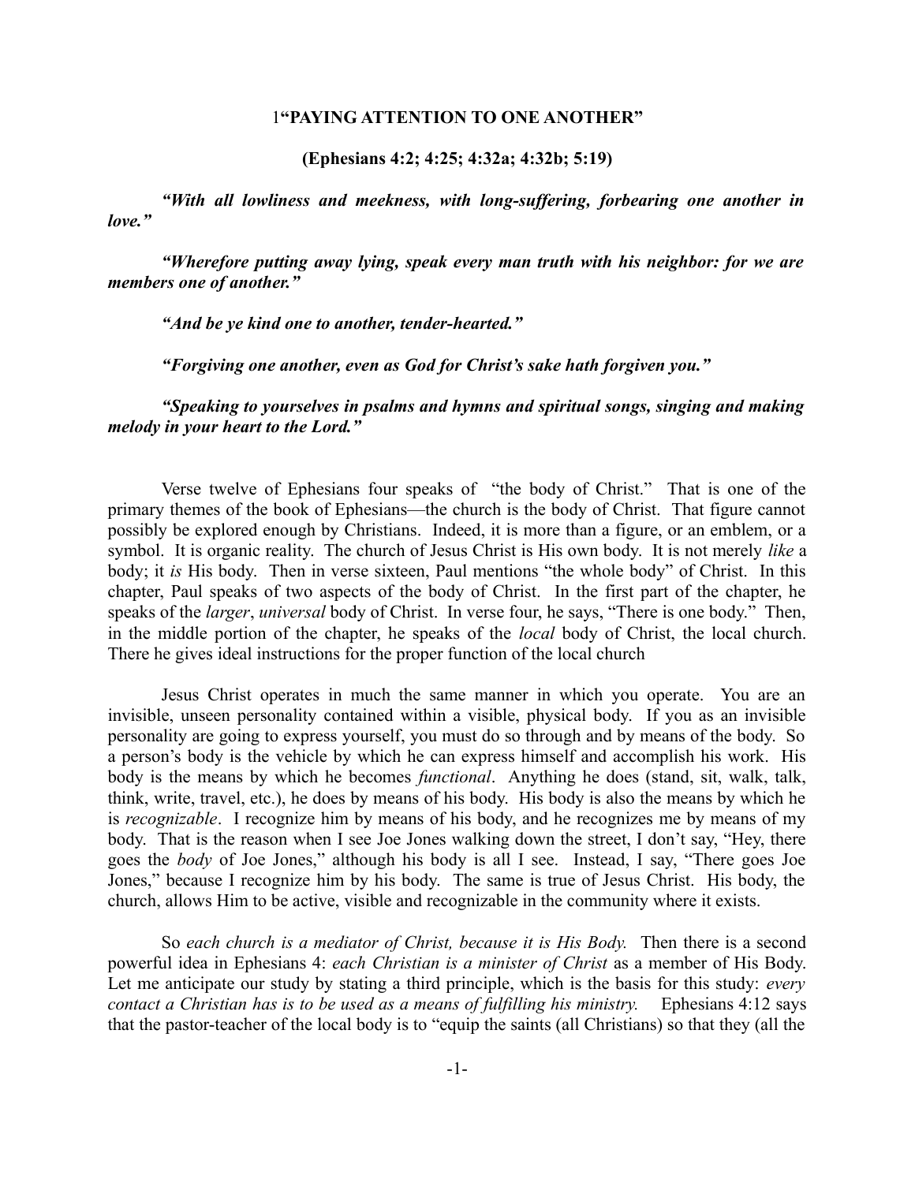# 1"PAYING ATTENTION TO ONE ANOTHER"

**(Ephesians 4:2; 4:25; 4:32a; 4:32b; 5:19)**

***"With all lowliness and meekness, with long-suffering, forbearing one another in love."***

***"Wherefore putting away lying, speak every man truth with his neighbor: for we are members one of another."***

***"And be ye kind one to another, tender-hearted."***

***"Forgiving one another, even as God for Christ's sake hath forgiven you."***

***"Speaking to yourselves in psalms and hymns and spiritual songs, singing and making melody in your heart to the Lord."***

Verse twelve of Ephesians four speaks of "the body of Christ." That is one of the primary themes of the book of Ephesians—the church is the body of Christ. That figure cannot possibly be explored enough by Christians. Indeed, it is more than a figure, or an emblem, or a symbol. It is organic reality. The church of Jesus Christ is His own body. It is not merely *like* a body; it *is* His body. Then in verse sixteen, Paul mentions "the whole body" of Christ. In this chapter, Paul speaks of two aspects of the body of Christ. In the first part of the chapter, he speaks of the *larger*, *universal* body of Christ. In verse four, he says, "There is one body." Then, in the middle portion of the chapter, he speaks of the *local* body of Christ, the local church. There he gives ideal instructions for the proper function of the local church

Jesus Christ operates in much the same manner in which you operate. You are an invisible, unseen personality contained within a visible, physical body. If you as an invisible personality are going to express yourself, you must do so through and by means of the body. So a person's body is the vehicle by which he can express himself and accomplish his work. His body is the means by which he becomes *functional*. Anything he does (stand, sit, walk, talk, think, write, travel, etc.), he does by means of his body. His body is also the means by which he is *recognizable*. I recognize him by means of his body, and he recognizes me by means of my body. That is the reason when I see Joe Jones walking down the street, I don't say, "Hey, there goes the *body* of Joe Jones," although his body is all I see. Instead, I say, "There goes Joe Jones," because I recognize him by his body. The same is true of Jesus Christ. His body, the church, allows Him to be active, visible and recognizable in the community where it exists.

So *each church is a mediator of Christ, because it is His Body.* Then there is a second powerful idea in Ephesians 4: *each Christian is a minister of Christ* as a member of His Body. Let me anticipate our study by stating a third principle, which is the basis for this study: *every contact a Christian has is to be used as a means of fulfilling his ministry.* Ephesians 4:12 says that the pastor-teacher of the local body is to "equip the saints (all Christians) so that they (all the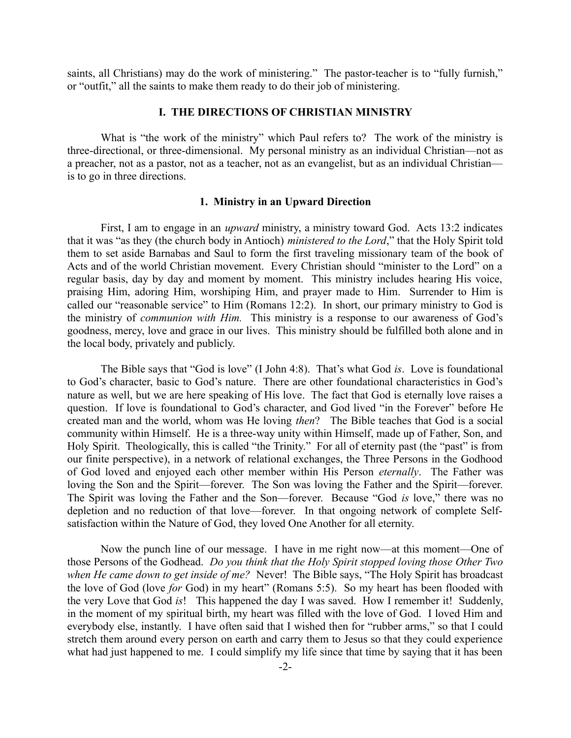saints, all Christians) may do the work of ministering." The pastor-teacher is to "fully furnish," or "outfit," all the saints to make them ready to do their job of ministering.

## I. THE DIRECTIONS OF CHRISTIAN MINISTRY

What is "the work of the ministry" which Paul refers to? The work of the ministry is three-directional, or three-dimensional. My personal ministry as an individual Christian—not as a preacher, not as a pastor, not as a teacher, not as an evangelist, but as an individual Christian—is to go in three directions.

### 1. Ministry in an Upward Direction

First, I am to engage in an *upward* ministry, a ministry toward God. Acts 13:2 indicates that it was "as they (the church body in Antioch) *ministered to the Lord*," that the Holy Spirit told them to set aside Barnabas and Saul to form the first traveling missionary team of the book of Acts and of the world Christian movement. Every Christian should "minister to the Lord" on a regular basis, day by day and moment by moment. This ministry includes hearing His voice, praising Him, adoring Him, worshiping Him, and prayer made to Him. Surrender to Him is called our "reasonable service" to Him (Romans 12:2). In short, our primary ministry to God is the ministry of *communion with Him.* This ministry is a response to our awareness of God's goodness, mercy, love and grace in our lives. This ministry should be fulfilled both alone and in the local body, privately and publicly.

The Bible says that "God is love" (I John 4:8). That's what God *is*. Love is foundational to God's character, basic to God's nature. There are other foundational characteristics in God's nature as well, but we are here speaking of His love. The fact that God is eternally love raises a question. If love is foundational to God's character, and God lived "in the Forever" before He created man and the world, whom was He loving *then*? The Bible teaches that God is a social community within Himself. He is a three-way unity within Himself, made up of Father, Son, and Holy Spirit. Theologically, this is called "the Trinity." For all of eternity past (the "past" is from our finite perspective), in a network of relational exchanges, the Three Persons in the Godhood of God loved and enjoyed each other member within His Person *eternally*. The Father was loving the Son and the Spirit—forever. The Son was loving the Father and the Spirit—forever. The Spirit was loving the Father and the Son—forever. Because "God *is* love," there was no depletion and no reduction of that love—forever. In that ongoing network of complete Self-satisfaction within the Nature of God, they loved One Another for all eternity.

Now the punch line of our message. I have in me right now—at this moment—One of those Persons of the Godhead. *Do you think that the Holy Spirit stopped loving those Other Two when He came down to get inside of me?* Never! The Bible says, "The Holy Spirit has broadcast the love of God (love *for* God) in my heart" (Romans 5:5). So my heart has been flooded with the very Love that God *is*! This happened the day I was saved. How I remember it! Suddenly, in the moment of my spiritual birth, my heart was filled with the love of God. I loved Him and everybody else, instantly. I have often said that I wished then for "rubber arms," so that I could stretch them around every person on earth and carry them to Jesus so that they could experience what had just happened to me. I could simplify my life since that time by saying that it has been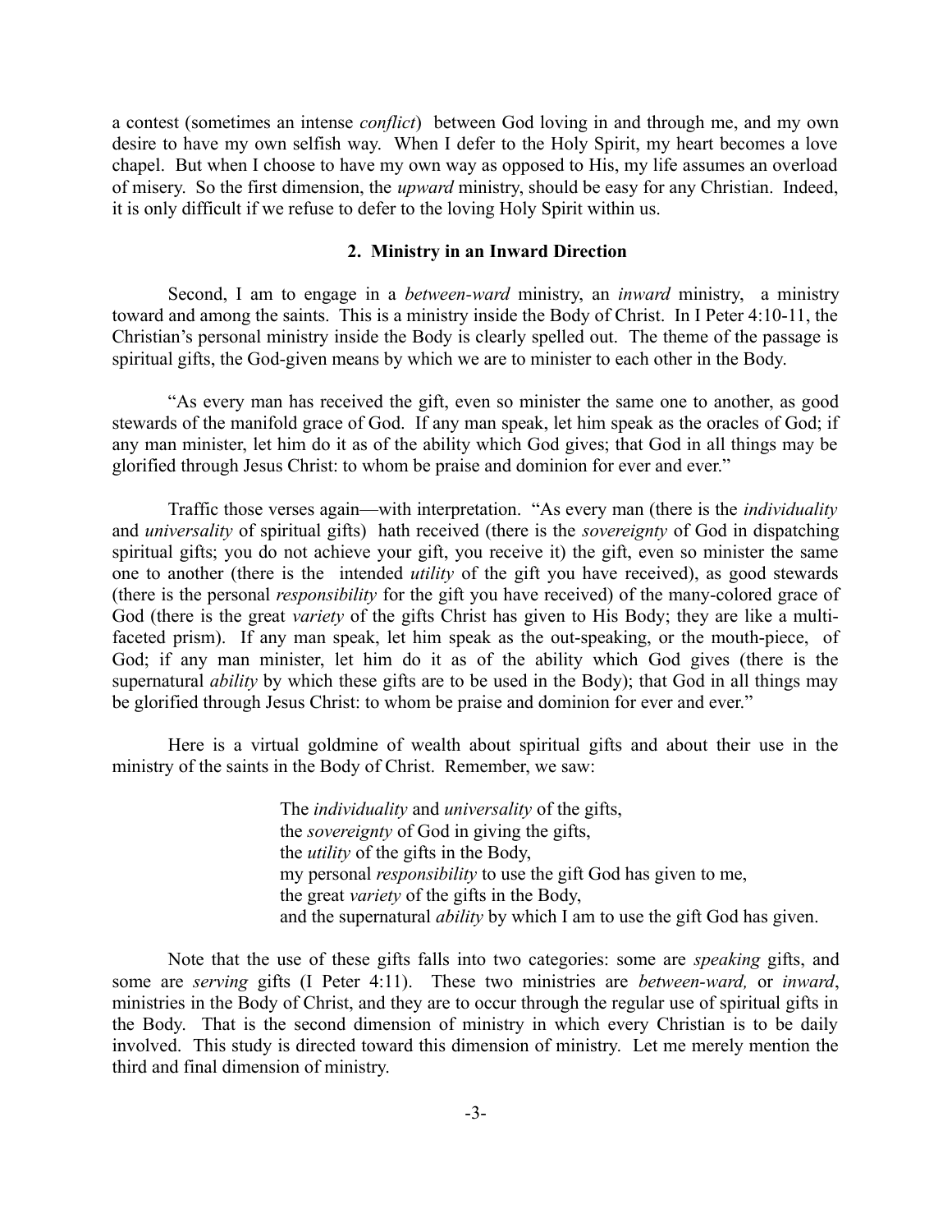a contest (sometimes an intense *conflict*) between God loving in and through me, and my own desire to have my own selfish way. When I defer to the Holy Spirit, my heart becomes a love chapel. But when I choose to have my own way as opposed to His, my life assumes an overload of misery. So the first dimension, the *upward* ministry, should be easy for any Christian. Indeed, it is only difficult if we refuse to defer to the loving Holy Spirit within us.

## 2. Ministry in an Inward Direction

Second, I am to engage in a *between-ward* ministry, an *inward* ministry, a ministry toward and among the saints. This is a ministry inside the Body of Christ. In I Peter 4:10-11, the Christian's personal ministry inside the Body is clearly spelled out. The theme of the passage is spiritual gifts, the God-given means by which we are to minister to each other in the Body.

"As every man has received the gift, even so minister the same one to another, as good stewards of the manifold grace of God. If any man speak, let him speak as the oracles of God; if any man minister, let him do it as of the ability which God gives; that God in all things may be glorified through Jesus Christ: to whom be praise and dominion for ever and ever."

Traffic those verses again—with interpretation. "As every man (there is the *individuality* and *universality* of spiritual gifts) hath received (there is the *sovereignty* of God in dispatching spiritual gifts; you do not achieve your gift, you receive it) the gift, even so minister the same one to another (there is the intended *utility* of the gift you have received), as good stewards (there is the personal *responsibility* for the gift you have received) of the many-colored grace of God (there is the great *variety* of the gifts Christ has given to His Body; they are like a multi-faceted prism). If any man speak, let him speak as the out-speaking, or the mouth-piece, of God; if any man minister, let him do it as of the ability which God gives (there is the supernatural *ability* by which these gifts are to be used in the Body); that God in all things may be glorified through Jesus Christ: to whom be praise and dominion for ever and ever."

Here is a virtual goldmine of wealth about spiritual gifts and about their use in the ministry of the saints in the Body of Christ. Remember, we saw:

> The *individuality* and *universality* of the gifts,
> the *sovereignty* of God in giving the gifts,
> the *utility* of the gifts in the Body,
> my personal *responsibility* to use the gift God has given to me,
> the great *variety* of the gifts in the Body,
> and the supernatural *ability* by which I am to use the gift God has given.

Note that the use of these gifts falls into two categories: some are *speaking* gifts, and some are *serving* gifts (I Peter 4:11). These two ministries are *between-ward,* or *inward*, ministries in the Body of Christ, and they are to occur through the regular use of spiritual gifts in the Body. That is the second dimension of ministry in which every Christian is to be daily involved. This study is directed toward this dimension of ministry. Let me merely mention the third and final dimension of ministry.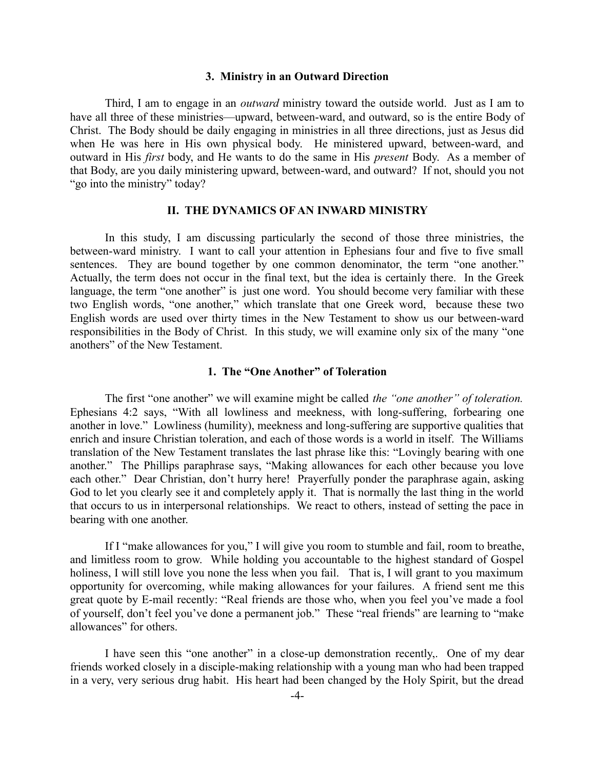### 3. Ministry in an Outward Direction

Third, I am to engage in an *outward* ministry toward the outside world. Just as I am to have all three of these ministries—upward, between-ward, and outward, so is the entire Body of Christ. The Body should be daily engaging in ministries in all three directions, just as Jesus did when He was here in His own physical body. He ministered upward, between-ward, and outward in His *first* body, and He wants to do the same in His *present* Body. As a member of that Body, are you daily ministering upward, between-ward, and outward? If not, should you not "go into the ministry" today?

## II. THE DYNAMICS OF AN INWARD MINISTRY

In this study, I am discussing particularly the second of those three ministries, the between-ward ministry. I want to call your attention in Ephesians four and five to five small sentences. They are bound together by one common denominator, the term "one another." Actually, the term does not occur in the final text, but the idea is certainly there. In the Greek language, the term "one another" is just one word. You should become very familiar with these two English words, "one another," which translate that one Greek word, because these two English words are used over thirty times in the New Testament to show us our between-ward responsibilities in the Body of Christ. In this study, we will examine only six of the many "one anothers" of the New Testament.

### 1. The "One Another" of Toleration

The first "one another" we will examine might be called *the "one another" of toleration.* Ephesians 4:2 says, "With all lowliness and meekness, with long-suffering, forbearing one another in love." Lowliness (humility), meekness and long-suffering are supportive qualities that enrich and insure Christian toleration, and each of those words is a world in itself. The Williams translation of the New Testament translates the last phrase like this: "Lovingly bearing with one another." The Phillips paraphrase says, "Making allowances for each other because you love each other." Dear Christian, don't hurry here! Prayerfully ponder the paraphrase again, asking God to let you clearly see it and completely apply it. That is normally the last thing in the world that occurs to us in interpersonal relationships. We react to others, instead of setting the pace in bearing with one another.

If I "make allowances for you," I will give you room to stumble and fail, room to breathe, and limitless room to grow. While holding you accountable to the highest standard of Gospel holiness, I will still love you none the less when you fail. That is, I will grant to you maximum opportunity for overcoming, while making allowances for your failures. A friend sent me this great quote by E-mail recently: "Real friends are those who, when you feel you've made a fool of yourself, don't feel you've done a permanent job." These "real friends" are learning to "make allowances" for others.

I have seen this "one another" in a close-up demonstration recently,. One of my dear friends worked closely in a disciple-making relationship with a young man who had been trapped in a very, very serious drug habit. His heart had been changed by the Holy Spirit, but the dread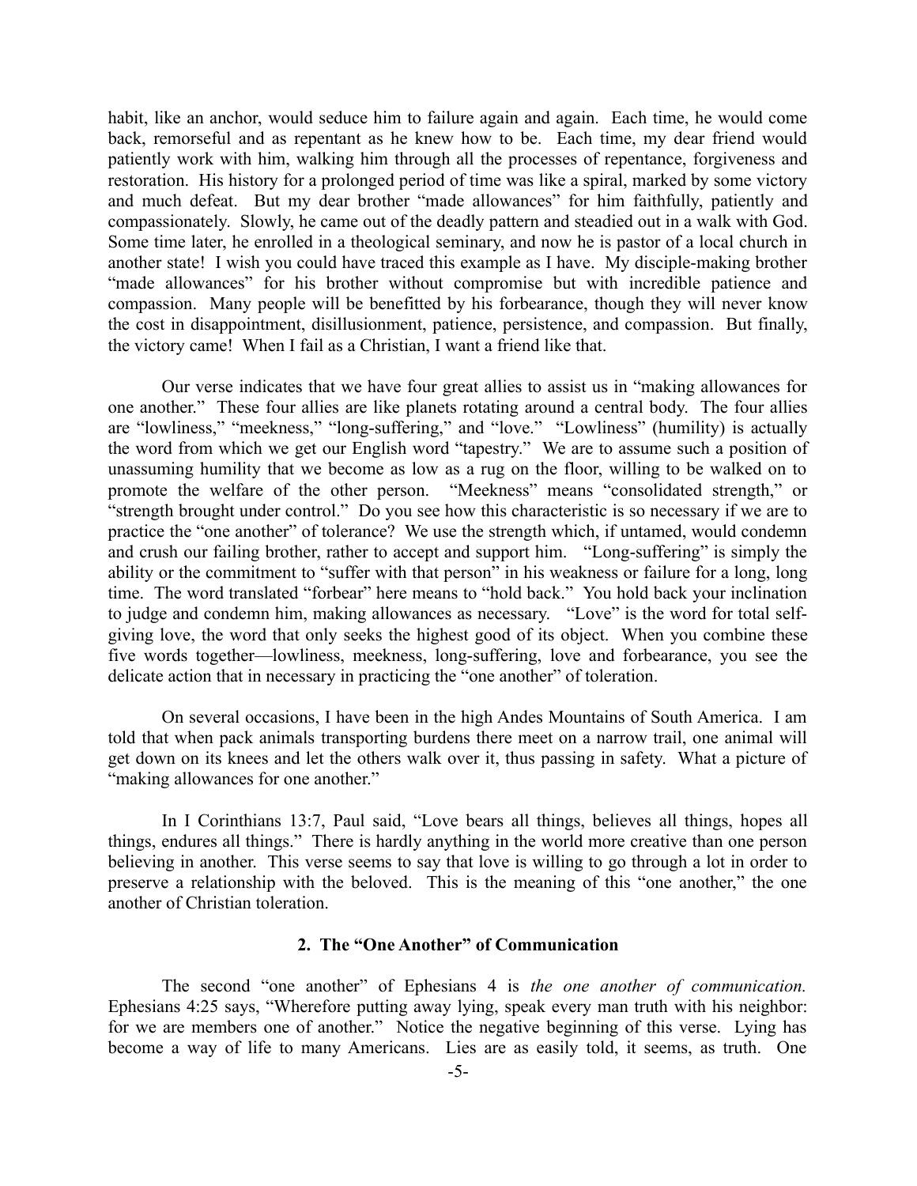habit, like an anchor, would seduce him to failure again and again. Each time, he would come back, remorseful and as repentant as he knew how to be. Each time, my dear friend would patiently work with him, walking him through all the processes of repentance, forgiveness and restoration. His history for a prolonged period of time was like a spiral, marked by some victory and much defeat. But my dear brother "made allowances" for him faithfully, patiently and compassionately. Slowly, he came out of the deadly pattern and steadied out in a walk with God. Some time later, he enrolled in a theological seminary, and now he is pastor of a local church in another state! I wish you could have traced this example as I have. My disciple-making brother "made allowances" for his brother without compromise but with incredible patience and compassion. Many people will be benefitted by his forbearance, though they will never know the cost in disappointment, disillusionment, patience, persistence, and compassion. But finally, the victory came! When I fail as a Christian, I want a friend like that.

Our verse indicates that we have four great allies to assist us in "making allowances for one another." These four allies are like planets rotating around a central body. The four allies are "lowliness," "meekness," "long-suffering," and "love." "Lowliness" (humility) is actually the word from which we get our English word "tapestry." We are to assume such a position of unassuming humility that we become as low as a rug on the floor, willing to be walked on to promote the welfare of the other person. "Meekness" means "consolidated strength," or "strength brought under control." Do you see how this characteristic is so necessary if we are to practice the "one another" of tolerance? We use the strength which, if untamed, would condemn and crush our failing brother, rather to accept and support him. "Long-suffering" is simply the ability or the commitment to "suffer with that person" in his weakness or failure for a long, long time. The word translated "forbear" here means to "hold back." You hold back your inclination to judge and condemn him, making allowances as necessary. "Love" is the word for total self-giving love, the word that only seeks the highest good of its object. When you combine these five words together—lowliness, meekness, long-suffering, love and forbearance, you see the delicate action that in necessary in practicing the "one another" of toleration.

On several occasions, I have been in the high Andes Mountains of South America. I am told that when pack animals transporting burdens there meet on a narrow trail, one animal will get down on its knees and let the others walk over it, thus passing in safety. What a picture of "making allowances for one another."

In I Corinthians 13:7, Paul said, "Love bears all things, believes all things, hopes all things, endures all things." There is hardly anything in the world more creative than one person believing in another. This verse seems to say that love is willing to go through a lot in order to preserve a relationship with the beloved. This is the meaning of this "one another," the one another of Christian toleration.

### 2. The "One Another" of Communication

The second "one another" of Ephesians 4 is *the one another of communication.* Ephesians 4:25 says, "Wherefore putting away lying, speak every man truth with his neighbor: for we are members one of another." Notice the negative beginning of this verse. Lying has become a way of life to many Americans. Lies are as easily told, it seems, as truth. One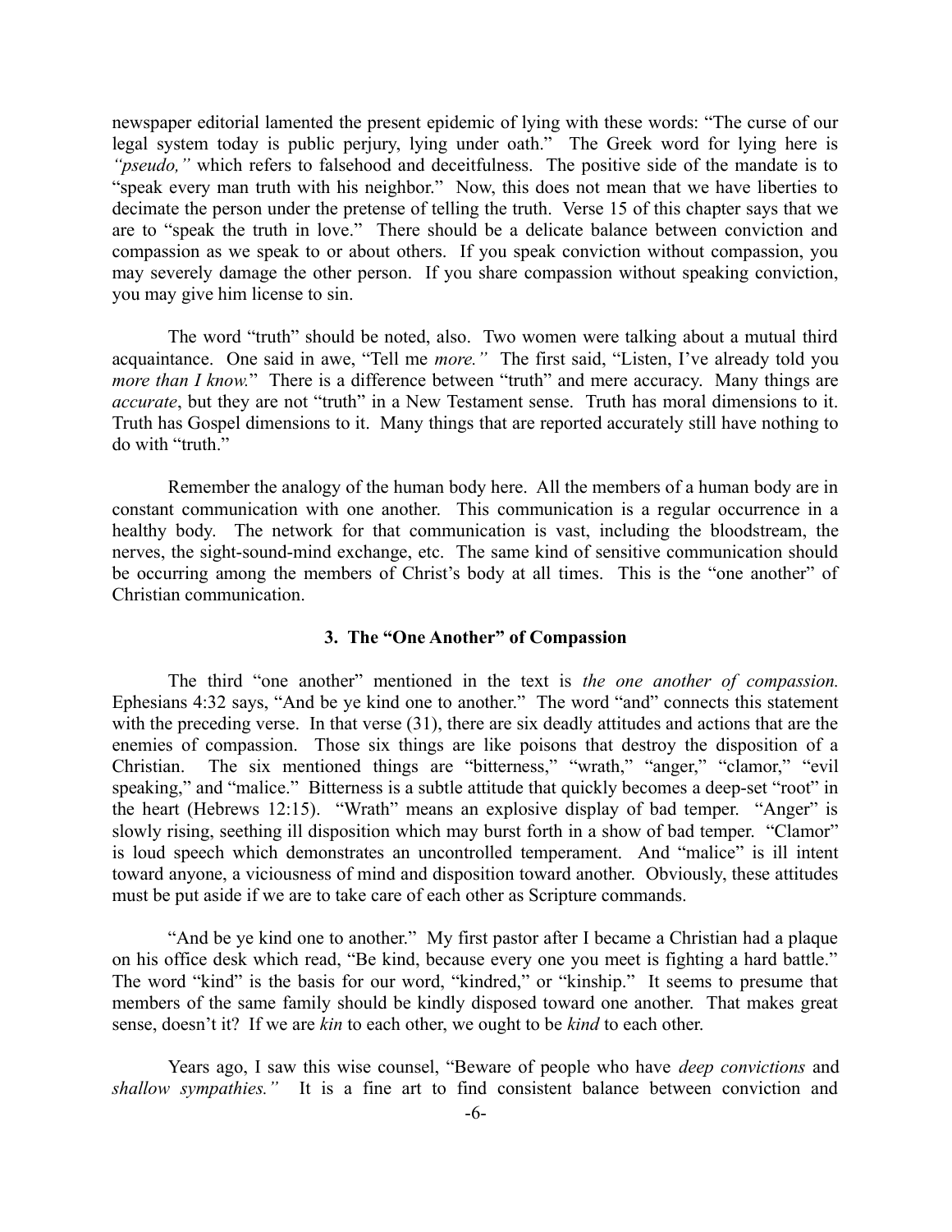newspaper editorial lamented the present epidemic of lying with these words: "The curse of our legal system today is public perjury, lying under oath." The Greek word for lying here is *"pseudo,"* which refers to falsehood and deceitfulness. The positive side of the mandate is to "speak every man truth with his neighbor." Now, this does not mean that we have liberties to decimate the person under the pretense of telling the truth. Verse 15 of this chapter says that we are to "speak the truth in love." There should be a delicate balance between conviction and compassion as we speak to or about others. If you speak conviction without compassion, you may severely damage the other person. If you share compassion without speaking conviction, you may give him license to sin.

The word "truth" should be noted, also. Two women were talking about a mutual third acquaintance. One said in awe, "Tell me *more."* The first said, "Listen, I've already told you *more than I know.*" There is a difference between "truth" and mere accuracy. Many things are *accurate*, but they are not "truth" in a New Testament sense. Truth has moral dimensions to it. Truth has Gospel dimensions to it. Many things that are reported accurately still have nothing to do with "truth."

Remember the analogy of the human body here. All the members of a human body are in constant communication with one another. This communication is a regular occurrence in a healthy body. The network for that communication is vast, including the bloodstream, the nerves, the sight-sound-mind exchange, etc. The same kind of sensitive communication should be occurring among the members of Christ's body at all times. This is the "one another" of Christian communication.

### 3. The "One Another" of Compassion

The third "one another" mentioned in the text is *the one another of compassion.* Ephesians 4:32 says, "And be ye kind one to another." The word "and" connects this statement with the preceding verse. In that verse (31), there are six deadly attitudes and actions that are the enemies of compassion. Those six things are like poisons that destroy the disposition of a Christian. The six mentioned things are "bitterness," "wrath," "anger," "clamor," "evil speaking," and "malice." Bitterness is a subtle attitude that quickly becomes a deep-set "root" in the heart (Hebrews 12:15). "Wrath" means an explosive display of bad temper. "Anger" is slowly rising, seething ill disposition which may burst forth in a show of bad temper. "Clamor" is loud speech which demonstrates an uncontrolled temperament. And "malice" is ill intent toward anyone, a viciousness of mind and disposition toward another. Obviously, these attitudes must be put aside if we are to take care of each other as Scripture commands.

"And be ye kind one to another." My first pastor after I became a Christian had a plaque on his office desk which read, "Be kind, because every one you meet is fighting a hard battle." The word "kind" is the basis for our word, "kindred," or "kinship." It seems to presume that members of the same family should be kindly disposed toward one another. That makes great sense, doesn't it? If we are *kin* to each other, we ought to be *kind* to each other.

Years ago, I saw this wise counsel, "Beware of people who have *deep convictions* and *shallow sympathies."* It is a fine art to find consistent balance between conviction and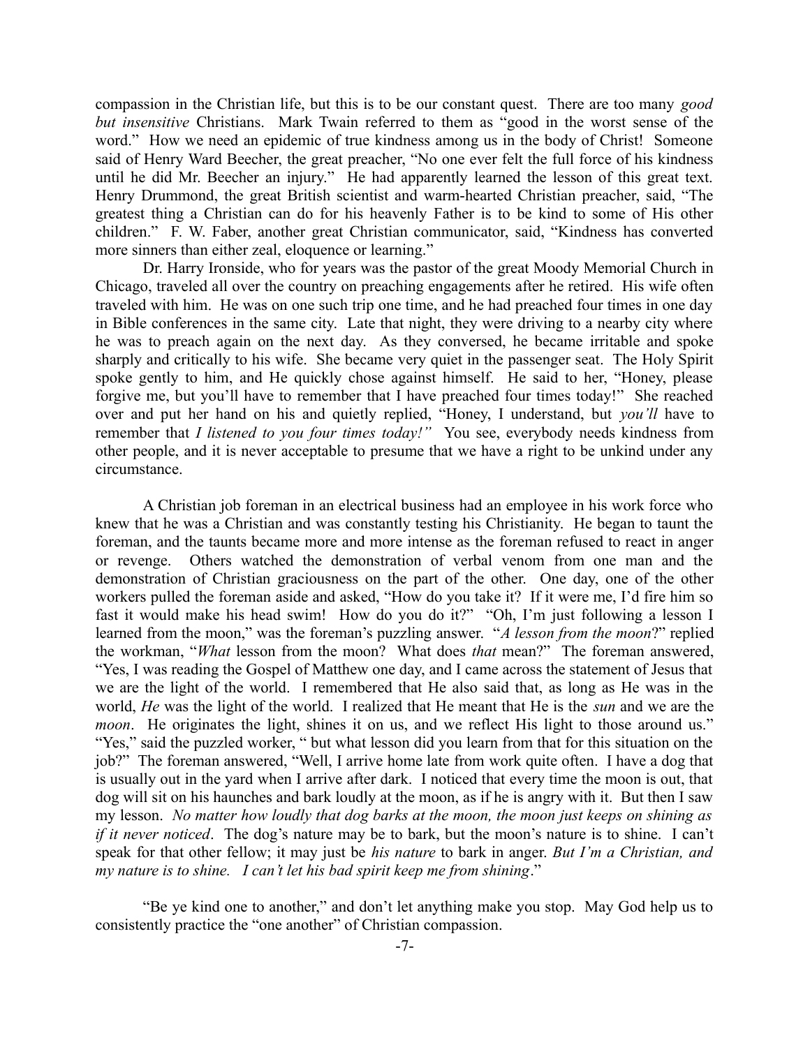compassion in the Christian life, but this is to be our constant quest. There are too many *good but insensitive* Christians. Mark Twain referred to them as "good in the worst sense of the word." How we need an epidemic of true kindness among us in the body of Christ! Someone said of Henry Ward Beecher, the great preacher, "No one ever felt the full force of his kindness until he did Mr. Beecher an injury." He had apparently learned the lesson of this great text. Henry Drummond, the great British scientist and warm-hearted Christian preacher, said, "The greatest thing a Christian can do for his heavenly Father is to be kind to some of His other children." F. W. Faber, another great Christian communicator, said, "Kindness has converted more sinners than either zeal, eloquence or learning."

Dr. Harry Ironside, who for years was the pastor of the great Moody Memorial Church in Chicago, traveled all over the country on preaching engagements after he retired. His wife often traveled with him. He was on one such trip one time, and he had preached four times in one day in Bible conferences in the same city. Late that night, they were driving to a nearby city where he was to preach again on the next day. As they conversed, he became irritable and spoke sharply and critically to his wife. She became very quiet in the passenger seat. The Holy Spirit spoke gently to him, and He quickly chose against himself. He said to her, "Honey, please forgive me, but you'll have to remember that I have preached four times today!" She reached over and put her hand on his and quietly replied, "Honey, I understand, but *you'll* have to remember that *I listened to you four times today!"* You see, everybody needs kindness from other people, and it is never acceptable to presume that we have a right to be unkind under any circumstance.

A Christian job foreman in an electrical business had an employee in his work force who knew that he was a Christian and was constantly testing his Christianity. He began to taunt the foreman, and the taunts became more and more intense as the foreman refused to react in anger or revenge. Others watched the demonstration of verbal venom from one man and the demonstration of Christian graciousness on the part of the other. One day, one of the other workers pulled the foreman aside and asked, "How do you take it? If it were me, I'd fire him so fast it would make his head swim! How do you do it?" "Oh, I'm just following a lesson I learned from the moon," was the foreman's puzzling answer. "*A lesson from the moon*?" replied the workman, "*What* lesson from the moon? What does *that* mean?" The foreman answered, "Yes, I was reading the Gospel of Matthew one day, and I came across the statement of Jesus that we are the light of the world. I remembered that He also said that, as long as He was in the world, *He* was the light of the world. I realized that He meant that He is the *sun* and we are the *moon*. He originates the light, shines it on us, and we reflect His light to those around us." "Yes," said the puzzled worker, " but what lesson did you learn from that for this situation on the job?" The foreman answered, "Well, I arrive home late from work quite often. I have a dog that is usually out in the yard when I arrive after dark. I noticed that every time the moon is out, that dog will sit on his haunches and bark loudly at the moon, as if he is angry with it. But then I saw my lesson. *No matter how loudly that dog barks at the moon, the moon just keeps on shining as if it never noticed*. The dog's nature may be to bark, but the moon's nature is to shine. I can't speak for that other fellow; it may just be *his nature* to bark in anger. *But I'm a Christian, and my nature is to shine. I can't let his bad spirit keep me from shining*."

"Be ye kind one to another," and don't let anything make you stop. May God help us to consistently practice the "one another" of Christian compassion.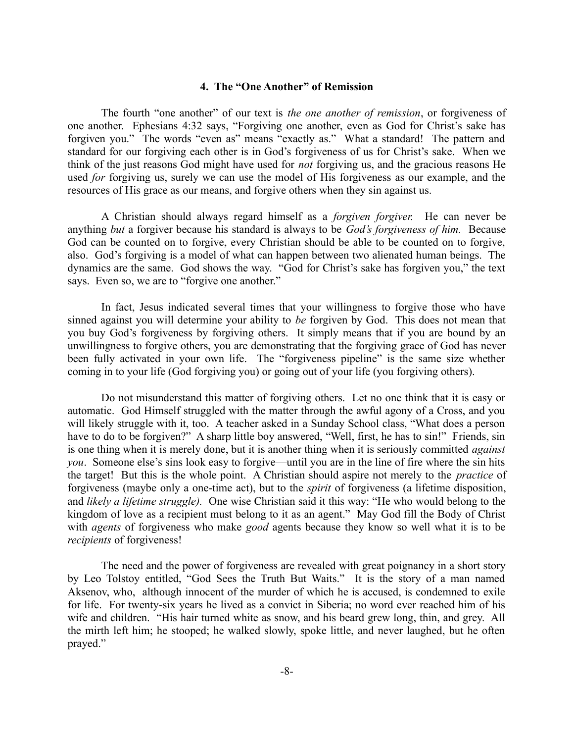### 4. The "One Another" of Remission

The fourth "one another" of our text is *the one another of remission*, or forgiveness of one another. Ephesians 4:32 says, "Forgiving one another, even as God for Christ's sake has forgiven you." The words "even as" means "exactly as." What a standard! The pattern and standard for our forgiving each other is in God's forgiveness of us for Christ's sake. When we think of the just reasons God might have used for *not* forgiving us, and the gracious reasons He used *for* forgiving us, surely we can use the model of His forgiveness as our example, and the resources of His grace as our means, and forgive others when they sin against us.

A Christian should always regard himself as a *forgiven forgiver.* He can never be anything *but* a forgiver because his standard is always to be *God's forgiveness of him.* Because God can be counted on to forgive, every Christian should be able to be counted on to forgive, also. God's forgiving is a model of what can happen between two alienated human beings. The dynamics are the same. God shows the way. "God for Christ's sake has forgiven you," the text says. Even so, we are to "forgive one another."

In fact, Jesus indicated several times that your willingness to forgive those who have sinned against you will determine your ability to *be* forgiven by God. This does not mean that you buy God's forgiveness by forgiving others. It simply means that if you are bound by an unwillingness to forgive others, you are demonstrating that the forgiving grace of God has never been fully activated in your own life. The "forgiveness pipeline" is the same size whether coming in to your life (God forgiving you) or going out of your life (you forgiving others).

Do not misunderstand this matter of forgiving others. Let no one think that it is easy or automatic. God Himself struggled with the matter through the awful agony of a Cross, and you will likely struggle with it, too. A teacher asked in a Sunday School class, "What does a person have to do to be forgiven?" A sharp little boy answered, "Well, first, he has to sin!" Friends, sin is one thing when it is merely done, but it is another thing when it is seriously committed *against you*. Someone else's sins look easy to forgive—until you are in the line of fire where the sin hits the target! But this is the whole point. A Christian should aspire not merely to the *practice* of forgiveness (maybe only a one-time act), but to the *spirit* of forgiveness (a lifetime disposition, and *likely a lifetime struggle).* One wise Christian said it this way: "He who would belong to the kingdom of love as a recipient must belong to it as an agent." May God fill the Body of Christ with *agents* of forgiveness who make *good* agents because they know so well what it is to be *recipients* of forgiveness!

The need and the power of forgiveness are revealed with great poignancy in a short story by Leo Tolstoy entitled, "God Sees the Truth But Waits." It is the story of a man named Aksenov, who, although innocent of the murder of which he is accused, is condemned to exile for life. For twenty-six years he lived as a convict in Siberia; no word ever reached him of his wife and children. "His hair turned white as snow, and his beard grew long, thin, and grey. All the mirth left him; he stooped; he walked slowly, spoke little, and never laughed, but he often prayed."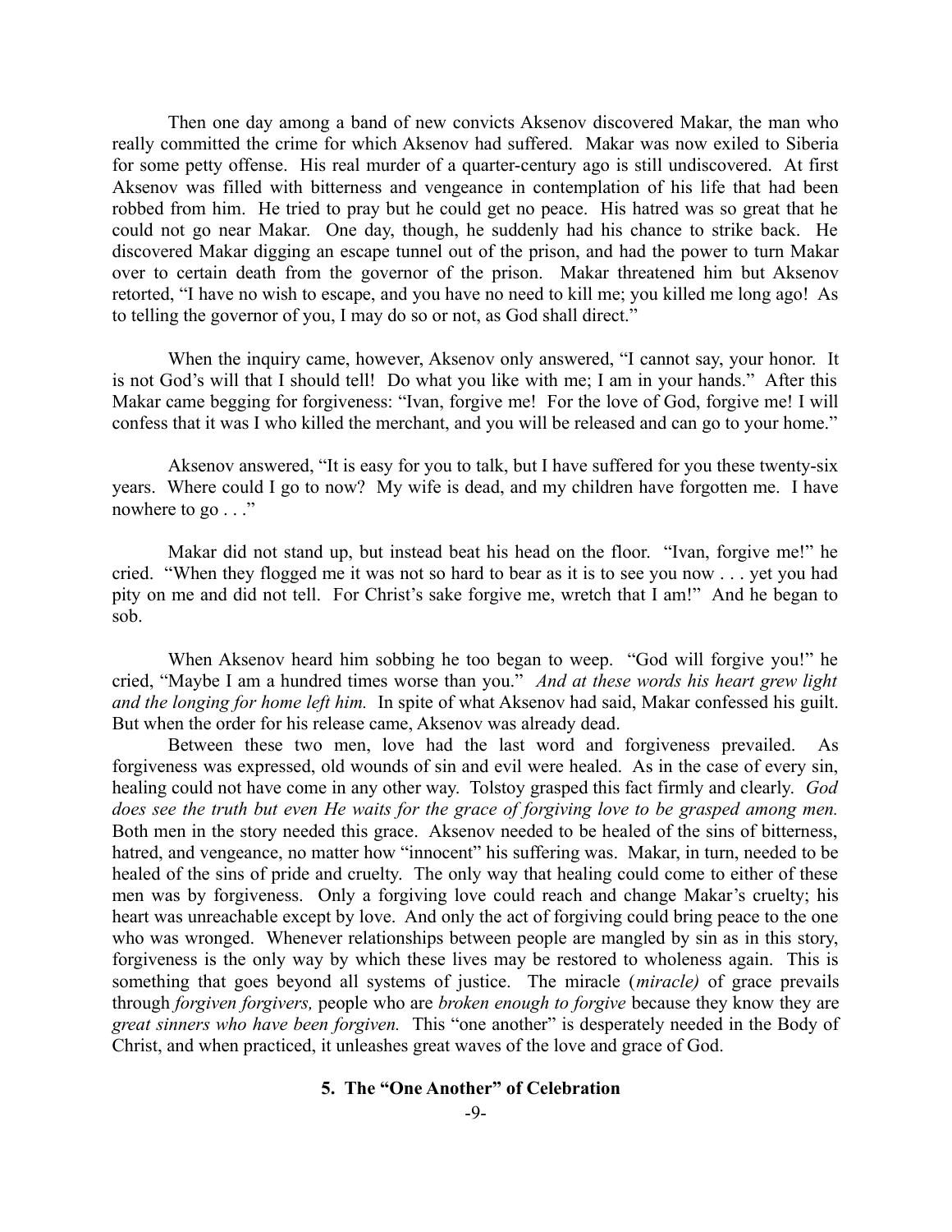Then one day among a band of new convicts Aksenov discovered Makar, the man who really committed the crime for which Aksenov had suffered. Makar was now exiled to Siberia for some petty offense. His real murder of a quarter-century ago is still undiscovered. At first Aksenov was filled with bitterness and vengeance in contemplation of his life that had been robbed from him. He tried to pray but he could get no peace. His hatred was so great that he could not go near Makar. One day, though, he suddenly had his chance to strike back. He discovered Makar digging an escape tunnel out of the prison, and had the power to turn Makar over to certain death from the governor of the prison. Makar threatened him but Aksenov retorted, "I have no wish to escape, and you have no need to kill me; you killed me long ago! As to telling the governor of you, I may do so or not, as God shall direct."

When the inquiry came, however, Aksenov only answered, "I cannot say, your honor. It is not God's will that I should tell! Do what you like with me; I am in your hands." After this Makar came begging for forgiveness: "Ivan, forgive me! For the love of God, forgive me! I will confess that it was I who killed the merchant, and you will be released and can go to your home."

Aksenov answered, "It is easy for you to talk, but I have suffered for you these twenty-six years. Where could I go to now? My wife is dead, and my children have forgotten me. I have nowhere to go . . ."

Makar did not stand up, but instead beat his head on the floor. "Ivan, forgive me!" he cried. "When they flogged me it was not so hard to bear as it is to see you now . . . yet you had pity on me and did not tell. For Christ's sake forgive me, wretch that I am!" And he began to sob.

When Aksenov heard him sobbing he too began to weep. "God will forgive you!" he cried, "Maybe I am a hundred times worse than you." *And at these words his heart grew light and the longing for home left him.* In spite of what Aksenov had said, Makar confessed his guilt. But when the order for his release came, Aksenov was already dead.

Between these two men, love had the last word and forgiveness prevailed. As forgiveness was expressed, old wounds of sin and evil were healed. As in the case of every sin, healing could not have come in any other way. Tolstoy grasped this fact firmly and clearly. *God does see the truth but even He waits for the grace of forgiving love to be grasped among men.* Both men in the story needed this grace. Aksenov needed to be healed of the sins of bitterness, hatred, and vengeance, no matter how "innocent" his suffering was. Makar, in turn, needed to be healed of the sins of pride and cruelty. The only way that healing could come to either of these men was by forgiveness. Only a forgiving love could reach and change Makar's cruelty; his heart was unreachable except by love. And only the act of forgiving could bring peace to the one who was wronged. Whenever relationships between people are mangled by sin as in this story, forgiveness is the only way by which these lives may be restored to wholeness again. This is something that goes beyond all systems of justice. The miracle (*miracle)* of grace prevails through *forgiven forgivers,* people who are *broken enough to forgive* because they know they are *great sinners who have been forgiven.* This "one another" is desperately needed in the Body of Christ, and when practiced, it unleashes great waves of the love and grace of God.

## 5. The "One Another" of Celebration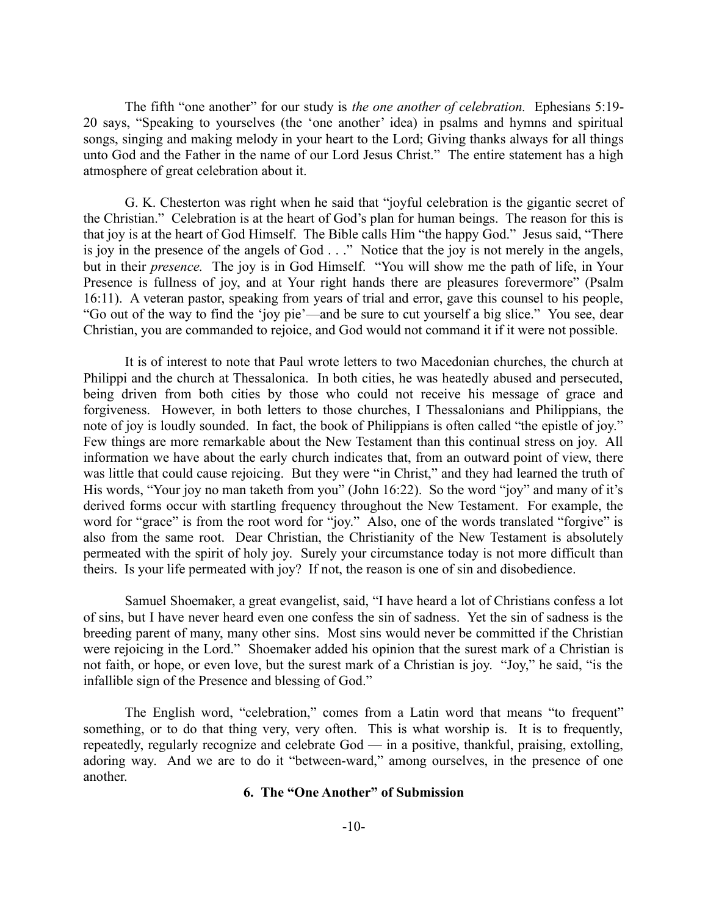The fifth "one another" for our study is *the one another of celebration.* Ephesians 5:19-20 says, "Speaking to yourselves (the 'one another' idea) in psalms and hymns and spiritual songs, singing and making melody in your heart to the Lord; Giving thanks always for all things unto God and the Father in the name of our Lord Jesus Christ." The entire statement has a high atmosphere of great celebration about it.

G. K. Chesterton was right when he said that "joyful celebration is the gigantic secret of the Christian." Celebration is at the heart of God's plan for human beings. The reason for this is that joy is at the heart of God Himself. The Bible calls Him "the happy God." Jesus said, "There is joy in the presence of the angels of God . . ." Notice that the joy is not merely in the angels, but in their *presence.* The joy is in God Himself. "You will show me the path of life, in Your Presence is fullness of joy, and at Your right hands there are pleasures forevermore" (Psalm 16:11). A veteran pastor, speaking from years of trial and error, gave this counsel to his people, "Go out of the way to find the 'joy pie'—and be sure to cut yourself a big slice." You see, dear Christian, you are commanded to rejoice, and God would not command it if it were not possible.

It is of interest to note that Paul wrote letters to two Macedonian churches, the church at Philippi and the church at Thessalonica. In both cities, he was heatedly abused and persecuted, being driven from both cities by those who could not receive his message of grace and forgiveness. However, in both letters to those churches, I Thessalonians and Philippians, the note of joy is loudly sounded. In fact, the book of Philippians is often called "the epistle of joy." Few things are more remarkable about the New Testament than this continual stress on joy. All information we have about the early church indicates that, from an outward point of view, there was little that could cause rejoicing. But they were "in Christ," and they had learned the truth of His words, "Your joy no man taketh from you" (John 16:22). So the word "joy" and many of it's derived forms occur with startling frequency throughout the New Testament. For example, the word for "grace" is from the root word for "joy." Also, one of the words translated "forgive" is also from the same root. Dear Christian, the Christianity of the New Testament is absolutely permeated with the spirit of holy joy. Surely your circumstance today is not more difficult than theirs. Is your life permeated with joy? If not, the reason is one of sin and disobedience.

Samuel Shoemaker, a great evangelist, said, "I have heard a lot of Christians confess a lot of sins, but I have never heard even one confess the sin of sadness. Yet the sin of sadness is the breeding parent of many, many other sins. Most sins would never be committed if the Christian were rejoicing in the Lord." Shoemaker added his opinion that the surest mark of a Christian is not faith, or hope, or even love, but the surest mark of a Christian is joy. "Joy," he said, "is the infallible sign of the Presence and blessing of God."

The English word, "celebration," comes from a Latin word that means "to frequent" something, or to do that thing very, very often. This is what worship is. It is to frequently, repeatedly, regularly recognize and celebrate God — in a positive, thankful, praising, extolling, adoring way. And we are to do it "between-ward," among ourselves, in the presence of one another.

## 6. The "One Another" of Submission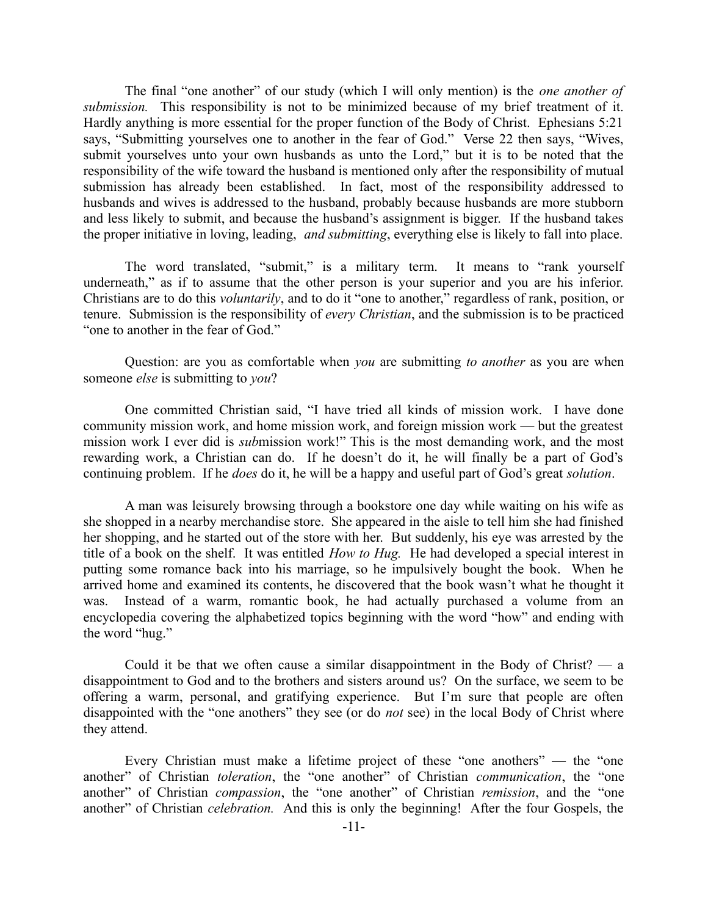The final "one another" of our study (which I will only mention) is the *one another of submission.* This responsibility is not to be minimized because of my brief treatment of it. Hardly anything is more essential for the proper function of the Body of Christ. Ephesians 5:21 says, "Submitting yourselves one to another in the fear of God." Verse 22 then says, "Wives, submit yourselves unto your own husbands as unto the Lord," but it is to be noted that the responsibility of the wife toward the husband is mentioned only after the responsibility of mutual submission has already been established. In fact, most of the responsibility addressed to husbands and wives is addressed to the husband, probably because husbands are more stubborn and less likely to submit, and because the husband's assignment is bigger. If the husband takes the proper initiative in loving, leading, *and submitting*, everything else is likely to fall into place.

The word translated, "submit," is a military term. It means to "rank yourself underneath," as if to assume that the other person is your superior and you are his inferior. Christians are to do this *voluntarily*, and to do it "one to another," regardless of rank, position, or tenure. Submission is the responsibility of *every Christian*, and the submission is to be practiced "one to another in the fear of God."

Question: are you as comfortable when *you* are submitting *to another* as you are when someone *else* is submitting to *you*?

One committed Christian said, "I have tried all kinds of mission work. I have done community mission work, and home mission work, and foreign mission work — but the greatest mission work I ever did is *sub*mission work!" This is the most demanding work, and the most rewarding work, a Christian can do. If he doesn't do it, he will finally be a part of God's continuing problem. If he *does* do it, he will be a happy and useful part of God's great *solution*.

A man was leisurely browsing through a bookstore one day while waiting on his wife as she shopped in a nearby merchandise store. She appeared in the aisle to tell him she had finished her shopping, and he started out of the store with her. But suddenly, his eye was arrested by the title of a book on the shelf. It was entitled *How to Hug.* He had developed a special interest in putting some romance back into his marriage, so he impulsively bought the book. When he arrived home and examined its contents, he discovered that the book wasn't what he thought it was. Instead of a warm, romantic book, he had actually purchased a volume from an encyclopedia covering the alphabetized topics beginning with the word "how" and ending with the word "hug."

Could it be that we often cause a similar disappointment in the Body of Christ? — a disappointment to God and to the brothers and sisters around us? On the surface, we seem to be offering a warm, personal, and gratifying experience. But I'm sure that people are often disappointed with the "one anothers" they see (or do *not* see) in the local Body of Christ where they attend.

Every Christian must make a lifetime project of these "one anothers" — the "one another" of Christian *toleration*, the "one another" of Christian *communication*, the "one another" of Christian *compassion*, the "one another" of Christian *remission*, and the "one another" of Christian *celebration.* And this is only the beginning! After the four Gospels, the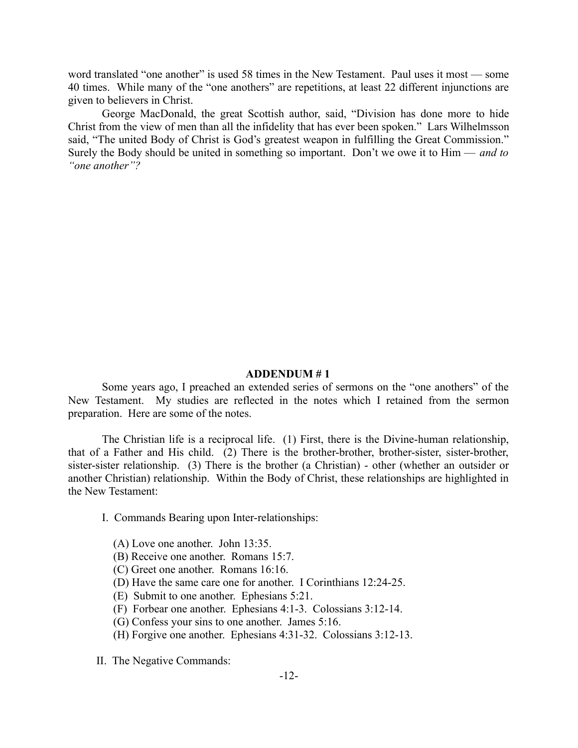word translated "one another" is used 58 times in the New Testament. Paul uses it most — some 40 times. While many of the "one anothers" are repetitions, at least 22 different injunctions are given to believers in Christ.

George MacDonald, the great Scottish author, said, "Division has done more to hide Christ from the view of men than all the infidelity that has ever been spoken." Lars Wilhelmsson said, "The united Body of Christ is God's greatest weapon in fulfilling the Great Commission." Surely the Body should be united in something so important. Don't we owe it to Him — *and to "one another"?*

## ADDENDUM # 1

Some years ago, I preached an extended series of sermons on the "one anothers" of the New Testament. My studies are reflected in the notes which I retained from the sermon preparation. Here are some of the notes.

The Christian life is a reciprocal life. (1) First, there is the Divine-human relationship, that of a Father and His child. (2) There is the brother-brother, brother-sister, sister-brother, sister-sister relationship. (3) There is the brother (a Christian) - other (whether an outsider or another Christian) relationship. Within the Body of Christ, these relationships are highlighted in the New Testament:

I. Commands Bearing upon Inter-relationships:

(A) Love one another. John 13:35.
(B) Receive one another. Romans 15:7.
(C) Greet one another. Romans 16:16.
(D) Have the same care one for another. I Corinthians 12:24-25.
(E) Submit to one another. Ephesians 5:21.
(F) Forbear one another. Ephesians 4:1-3. Colossians 3:12-14.
(G) Confess your sins to one another. James 5:16.
(H) Forgive one another. Ephesians 4:31-32. Colossians 3:12-13.

II. The Negative Commands: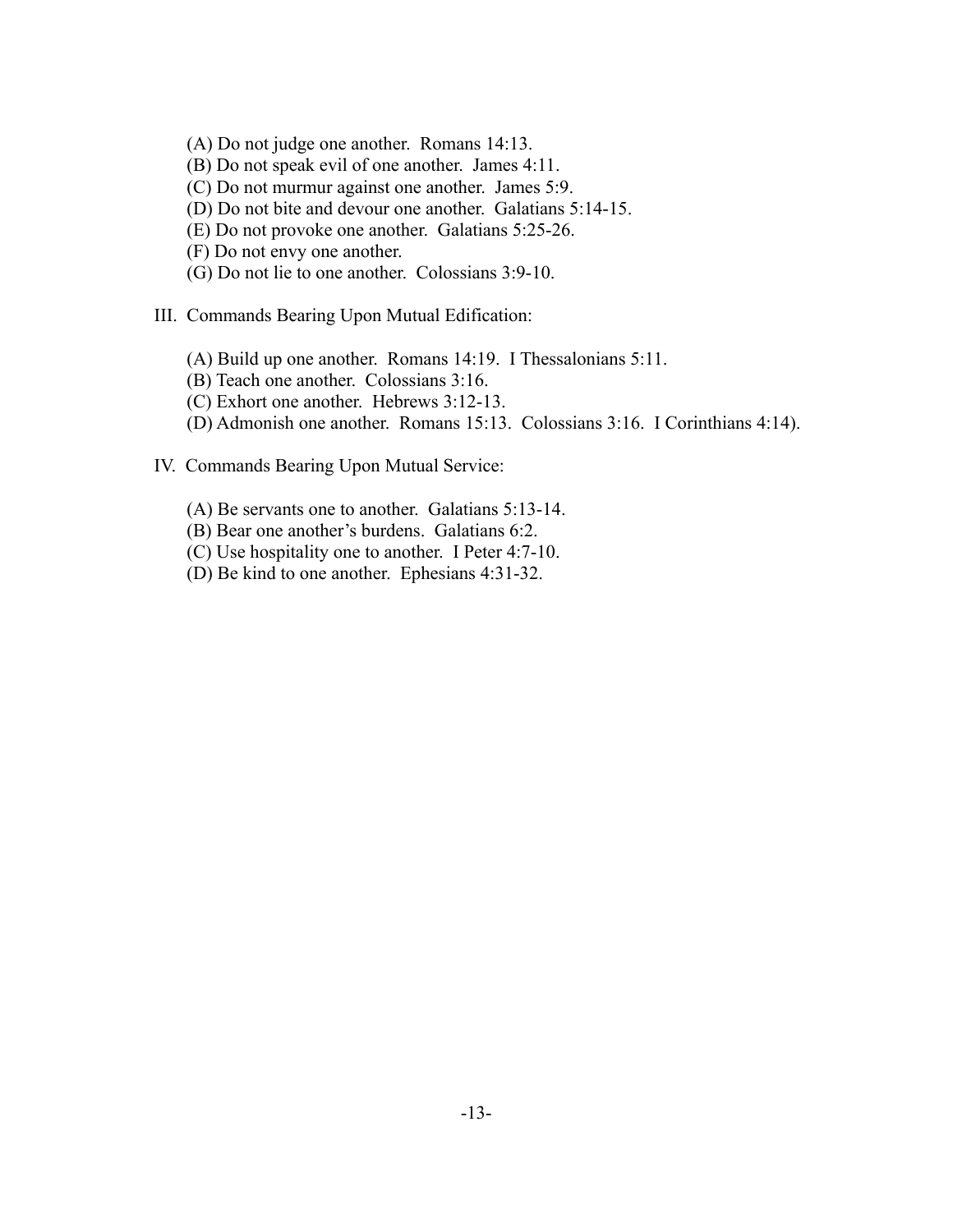(A) Do not judge one another. Romans 14:13.
(B) Do not speak evil of one another. James 4:11.
(C) Do not murmur against one another. James 5:9.
(D) Do not bite and devour one another. Galatians 5:14-15.
(E) Do not provoke one another. Galatians 5:25-26.
(F) Do not envy one another.
(G) Do not lie to one another. Colossians 3:9-10.

III. Commands Bearing Upon Mutual Edification:

(A) Build up one another. Romans 14:19. I Thessalonians 5:11.
(B) Teach one another. Colossians 3:16.
(C) Exhort one another. Hebrews 3:12-13.
(D) Admonish one another. Romans 15:13. Colossians 3:16. I Corinthians 4:14).

IV. Commands Bearing Upon Mutual Service:

(A) Be servants one to another. Galatians 5:13-14.
(B) Bear one another's burdens. Galatians 6:2.
(C) Use hospitality one to another. I Peter 4:7-10.
(D) Be kind to one another. Ephesians 4:31-32.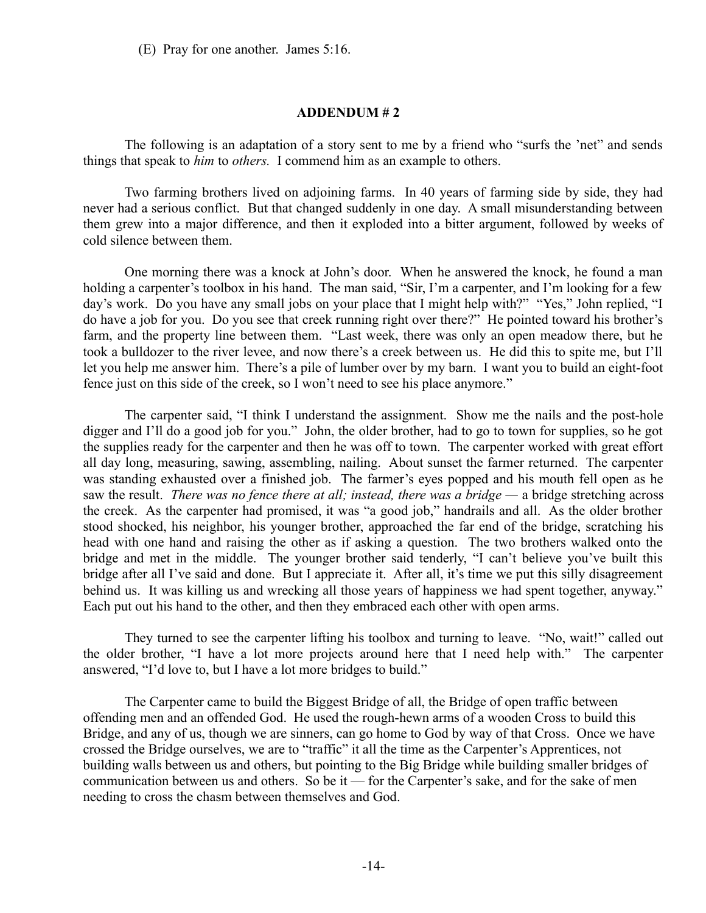(E) Pray for one another. James 5:16.

## ADDENDUM # 2

The following is an adaptation of a story sent to me by a friend who "surfs the 'net" and sends things that speak to *him* to *others.* I commend him as an example to others.

Two farming brothers lived on adjoining farms. In 40 years of farming side by side, they had never had a serious conflict. But that changed suddenly in one day. A small misunderstanding between them grew into a major difference, and then it exploded into a bitter argument, followed by weeks of cold silence between them.

One morning there was a knock at John's door. When he answered the knock, he found a man holding a carpenter's toolbox in his hand. The man said, "Sir, I'm a carpenter, and I'm looking for a few day's work. Do you have any small jobs on your place that I might help with?" "Yes," John replied, "I do have a job for you. Do you see that creek running right over there?" He pointed toward his brother's farm, and the property line between them. "Last week, there was only an open meadow there, but he took a bulldozer to the river levee, and now there's a creek between us. He did this to spite me, but I'll let you help me answer him. There's a pile of lumber over by my barn. I want you to build an eight-foot fence just on this side of the creek, so I won't need to see his place anymore."

The carpenter said, "I think I understand the assignment. Show me the nails and the post-hole digger and I'll do a good job for you." John, the older brother, had to go to town for supplies, so he got the supplies ready for the carpenter and then he was off to town. The carpenter worked with great effort all day long, measuring, sawing, assembling, nailing. About sunset the farmer returned. The carpenter was standing exhausted over a finished job. The farmer's eyes popped and his mouth fell open as he saw the result. *There was no fence there at all; instead, there was a bridge* — a bridge stretching across the creek. As the carpenter had promised, it was "a good job," handrails and all. As the older brother stood shocked, his neighbor, his younger brother, approached the far end of the bridge, scratching his head with one hand and raising the other as if asking a question. The two brothers walked onto the bridge and met in the middle. The younger brother said tenderly, "I can't believe you've built this bridge after all I've said and done. But I appreciate it. After all, it's time we put this silly disagreement behind us. It was killing us and wrecking all those years of happiness we had spent together, anyway." Each put out his hand to the other, and then they embraced each other with open arms.

They turned to see the carpenter lifting his toolbox and turning to leave. "No, wait!" called out the older brother, "I have a lot more projects around here that I need help with." The carpenter answered, "I'd love to, but I have a lot more bridges to build."

The Carpenter came to build the Biggest Bridge of all, the Bridge of open traffic between offending men and an offended God. He used the rough-hewn arms of a wooden Cross to build this Bridge, and any of us, though we are sinners, can go home to God by way of that Cross. Once we have crossed the Bridge ourselves, we are to "traffic" it all the time as the Carpenter's Apprentices, not building walls between us and others, but pointing to the Big Bridge while building smaller bridges of communication between us and others. So be it — for the Carpenter's sake, and for the sake of men needing to cross the chasm between themselves and God.